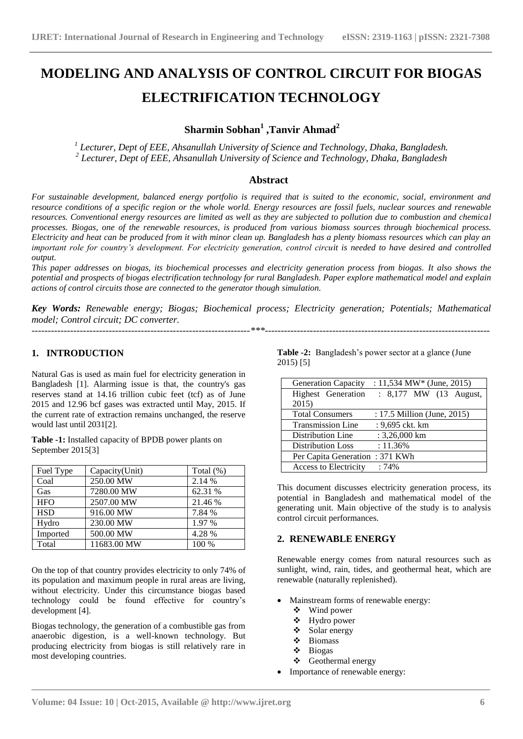# MODELING AND ANALYSIS OF CONTROL CIRCUIT FOR BIOGAS ELECTRIFICATION TECHNOLOGY

**Sharmin Sobhan[1] ,Tanvir Ahmad[2]**

*[1] Lecturer, Dept of EEE, Ahsanullah University of Science and Technology, Dhaka, Bangladesh.*
*[2] Lecturer, Dept of EEE, Ahsanullah University of Science and Technology, Dhaka, Bangladesh*

## Abstract

*For sustainable development, balanced energy portfolio is required that is suited to the economic, social, environment and resource conditions of a specific region or the whole world. Energy resources are fossil fuels, nuclear sources and renewable resources. Conventional energy resources are limited as well as they are subjected to pollution due to combustion and chemical processes. Biogas, one of the renewable resources, is produced from various biomass sources through biochemical process. Electricity and heat can be produced from it with minor clean up. Bangladesh has a plenty biomass resources which can play an important role for country's development. For electricity generation, control circuit is needed to have desired and controlled output.*

*This paper addresses on biogas, its biochemical processes and electricity generation process from biogas. It also shows the potential and prospects of biogas electrification technology for rural Bangladesh. Paper explore mathematical model and explain actions of control circuits those are connected to the generator though simulation.*

***Key Words:*** *Renewable energy; Biogas; Biochemical process; Electricity generation; Potentials; Mathematical model; Control circuit; DC converter.*

---

## 1. INTRODUCTION

Natural Gas is used as main fuel for electricity generation in Bangladesh [1]. Alarming issue is that, the country's gas reserves stand at 14.16 trillion cubic feet (tcf) as of June 2015 and 12.96 bcf gases was extracted until May, 2015. If the current rate of extraction remains unchanged, the reserve would last until 2031[2].

**Table -1:** Installed capacity of BPDB power plants on September 2015[3]

| Fuel Type | Capacity(Unit) | Total (%) |
|---|---|---|
| Coal | 250.00 MW | 2.14 % |
| Gas | 7280.00 MW | 62.31 % |
| HFO | 2507.00 MW | 21.46 % |
| HSD | 916.00 MW | 7.84 % |
| Hydro | 230.00 MW | 1.97 % |
| Imported | 500.00 MW | 4.28 % |
| Total | 11683.00 MW | 100 % |

On the top of that country provides electricity to only 74% of its population and maximum people in rural areas are living, without electricity. Under this circumstance biogas based technology could be found effective for country's development [4].

Biogas technology, the generation of a combustible gas from anaerobic digestion, is a well-known technology. But producing electricity from biogas is still relatively rare in most developing countries.

**Table -2:** Bangladesh's power sector at a glance (June 2015) [5]

| | |
|---|---|
| Generation Capacity | : 11,534 MW* (June, 2015) |
| Highest Generation | : 8,177 MW (13 August, 2015) |
| Total Consumers | : 17.5 Million (June, 2015) |
| Transmission Line | : 9,695 ckt. km |
| Distribution Line | : 3,26,000 km |
| Distribution Loss | : 11.36% |
| Per Capita Generation | : 371 KWh |
| Access to Electricity | : 74% |

This document discusses electricity generation process, its potential in Bangladesh and mathematical model of the generating unit. Main objective of the study is to analysis control circuit performances.

## 2. RENEWABLE ENERGY

Renewable energy comes from natural resources such as sunlight, wind, rain, tides, and geothermal heat, which are renewable (naturally replenished).

- Mainstream forms of renewable energy:
  - Wind power
  - Hydro power
  - Solar energy
  - Biomass
  - Biogas
  - Geothermal energy
- Importance of renewable energy: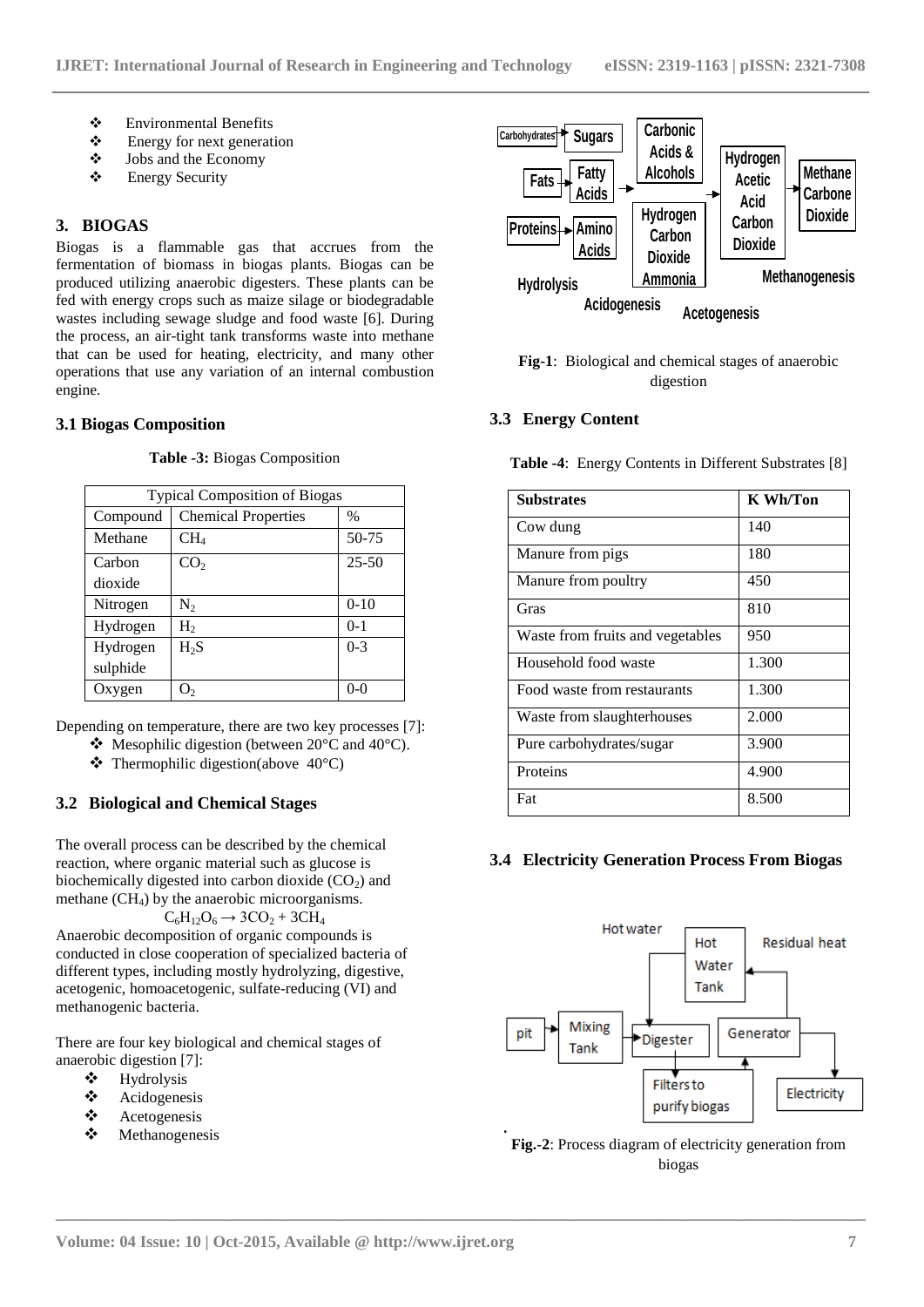- Environmental Benefits
- Energy for next generation
- Jobs and the Economy
- Energy Security

## 3. BIOGAS

Biogas is a flammable gas that accrues from the fermentation of biomass in biogas plants. Biogas can be produced utilizing anaerobic digesters. These plants can be fed with energy crops such as maize silage or biodegradable wastes including sewage sludge and food waste [6]. During the process, an air-tight tank transforms waste into methane that can be used for heating, electricity, and many other operations that use any variation of an internal combustion engine.

### 3.1 Biogas Composition

**Table -3:** Biogas Composition

| Typical Composition of Biogas | | |
|---|---|---|
| Compound | Chemical Properties | % |
| Methane | $CH_4$ | 50-75 |
| Carbon dioxide | $CO_2$ | 25-50 |
| Nitrogen | $N_2$ | 0-10 |
| Hydrogen | $H_2$ | 0-1 |
| Hydrogen sulphide | $H_2S$ | 0-3 |
| Oxygen | $O_2$ | 0-0 |

Depending on temperature, there are two key processes [7]:

- Mesophilic digestion (between 20°C and 40°C).
- Thermophilic digestion(above 40°C)

### 3.2 Biological and Chemical Stages

The overall process can be described by the chemical reaction, where organic material such as glucose is biochemically digested into carbon dioxide ($CO_2$) and methane ($CH_4$) by the anaerobic microorganisms.

$$C_6H_{12}O_6 \rightarrow 3CO_2 + 3CH_4$$

Anaerobic decomposition of organic compounds is conducted in close cooperation of specialized bacteria of different types, including mostly hydrolyzing, digestive, acetogenic, homoacetogenic, sulfate-reducing (VI) and methanogenic bacteria.

There are four key biological and chemical stages of anaerobic digestion [7]:

- Hydrolysis
- Acidogenesis
- Acetogenesis
- Methanogenesis

**Fig-1**: Biological and chemical stages of anaerobic digestion

### 3.3 Energy Content

**Table -4**: Energy Contents in Different Substrates [8]

| Substrates | K Wh/Ton |
|---|---|
| Cow dung | 140 |
| Manure from pigs | 180 |
| Manure from poultry | 450 |
| Gras | 810 |
| Waste from fruits and vegetables | 950 |
| Household food waste | 1.300 |
| Food waste from restaurants | 1.300 |
| Waste from slaughterhouses | 2.000 |
| Pure carbohydrates/sugar | 3.900 |
| Proteins | 4.900 |
| Fat | 8.500 |

### 3.4 Electricity Generation Process From Biogas

**Fig.-2**: Process diagram of electricity generation from biogas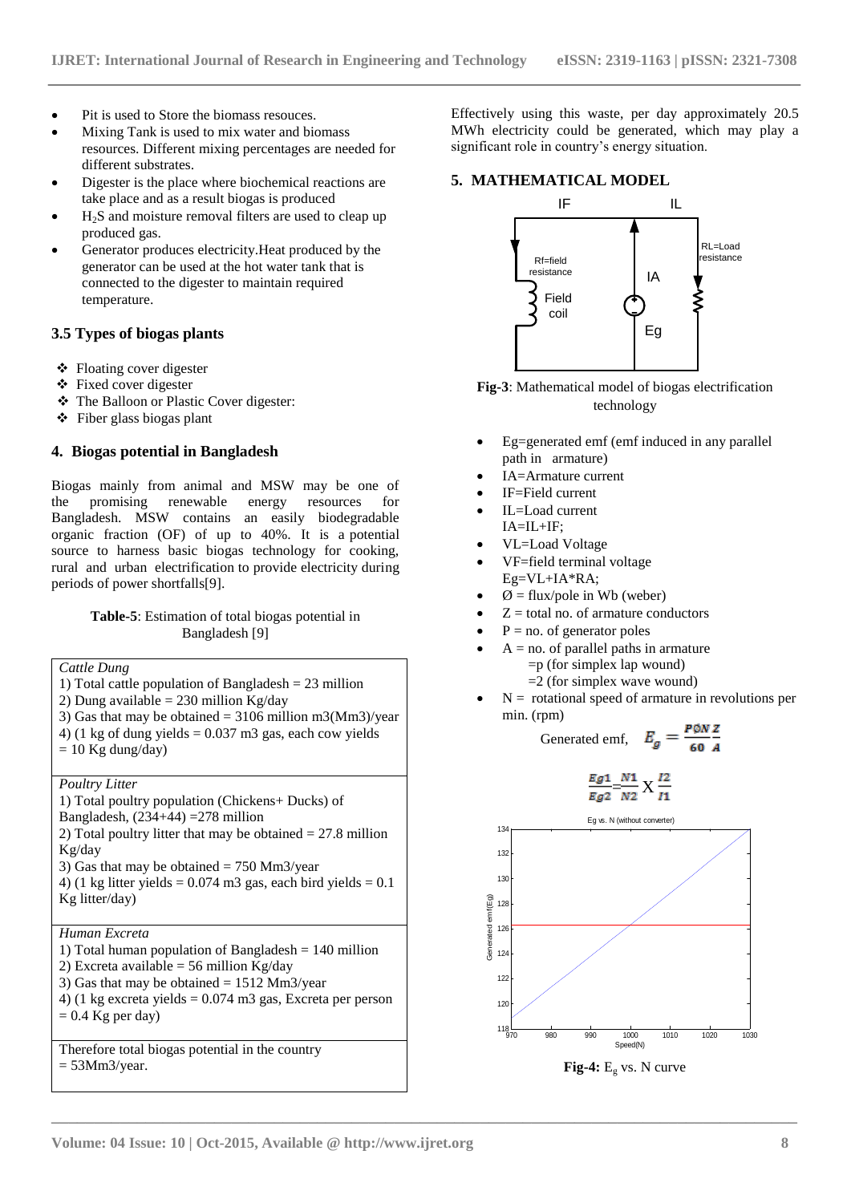- Pit is used to Store the biomass resouces.
- Mixing Tank is used to mix water and biomass resources. Different mixing percentages are needed for different substrates.
- Digester is the place where biochemical reactions are take place and as a result biogas is produced
- $H_2S$ and moisture removal filters are used to cleap up produced gas.
- Generator produces electricity.Heat produced by the generator can be used at the hot water tank that is connected to the digester to maintain required temperature.

### 3.5 Types of biogas plants

- ❖ Floating cover digester
- ❖ Fixed cover digester
- ❖ The Balloon or Plastic Cover digester:
- ❖ Fiber glass biogas plant

## 4. Biogas potential in Bangladesh

Biogas mainly from animal and MSW may be one of the promising renewable energy resources for Bangladesh. MSW contains an easily biodegradable organic fraction (OF) of up to 40%. It is a potential source to harness basic biogas technology for cooking, rural and urban electrification to provide electricity during periods of power shortfalls[9].

**Table-5**: Estimation of total biogas potential in Bangladesh [9]

| |
|---|
| *Cattle Dung*<br>1) Total cattle population of Bangladesh = 23 million<br>2) Dung available = 230 million Kg/day<br>3) Gas that may be obtained = 3106 million m3(Mm3)/year<br>4) (1 kg of dung yields = 0.037 m3 gas, each cow yields = 10 Kg dung/day) |
| *Poultry Litter*<br>1) Total poultry population (Chickens+ Ducks) of Bangladesh, (234+44) =278 million<br>2) Total poultry litter that may be obtained = 27.8 million Kg/day<br>3) Gas that may be obtained = 750 Mm3/year<br>4) (1 kg litter yields = 0.074 m3 gas, each bird yields = 0.1 Kg litter/day) |
| *Human Excreta*<br>1) Total human population of Bangladesh = 140 million<br>2) Excreta available = 56 million Kg/day<br>3) Gas that may be obtained = 1512 Mm3/year<br>4) (1 kg excreta yields = 0.074 m3 gas, Excreta per person = 0.4 Kg per day) |
| Therefore total biogas potential in the country = 53Mm3/year. |

Effectively using this waste, per day approximately 20.5 MWh electricity could be generated, which may play a significant role in country's energy situation.

## 5. MATHEMATICAL MODEL

**Fig-3**: Mathematical model of biogas electrification technology

- Eg=generated emf (emf induced in any parallel path in armature)
- IA=Armature current
- IF=Field current
- IL=Load current
  IA=IL+IF;
- VL=Load Voltage
- VF=field terminal voltage
  Eg=VL+IA*RA;
- Ø = flux/pole in Wb (weber)
- Z = total no. of armature conductors
- P = no. of generator poles
- A = no. of parallel paths in armature
  =p (for simplex lap wound)
  =2 (for simplex wave wound)
- N = rotational speed of armature in revolutions per min. (rpm)

Generated emf, $E_g = \frac{P\emptyset N}{60}\frac{Z}{A}$

$$\frac{Eg1}{Eg2} = \frac{N1}{N2} \times \frac{I2}{I1}$$

**Fig-4:** $E_g$ vs. N curve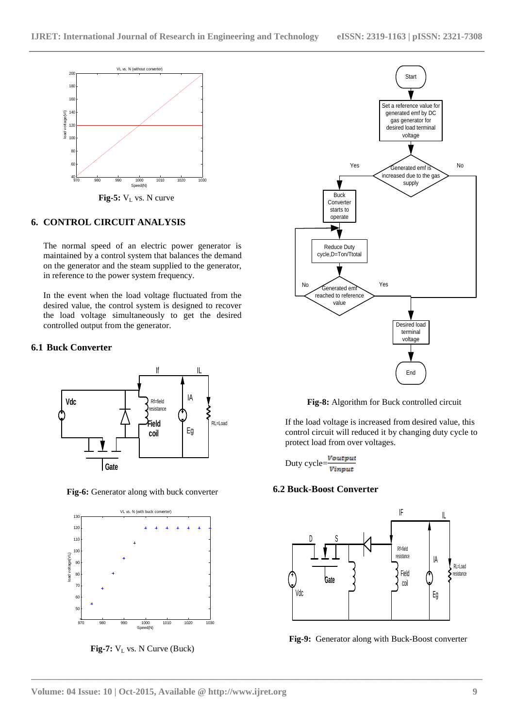Fig-5: $V_L$ vs. N curve

## 6. CONTROL CIRCUIT ANALYSIS

The normal speed of an electric power generator is maintained by a control system that balances the demand on the generator and the steam supplied to the generator, in reference to the power system frequency.

In the event when the load voltage fluctuated from the desired value, the control system is designed to recover the load voltage simultaneously to get the desired controlled output from the generator.

### 6.1 Buck Converter

Fig-6: Generator along with buck converter

Fig-7: $V_L$ vs. N Curve (Buck)

Fig-8: Algorithm for Buck controlled circuit

If the load voltage is increased from desired value, this control circuit will reduced it by changing duty cycle to protect load from over voltages.

Duty cycle= $\frac{Voutput}{Vinput}$

### 6.2 Buck-Boost Converter

Fig-9: Generator along with Buck-Boost converter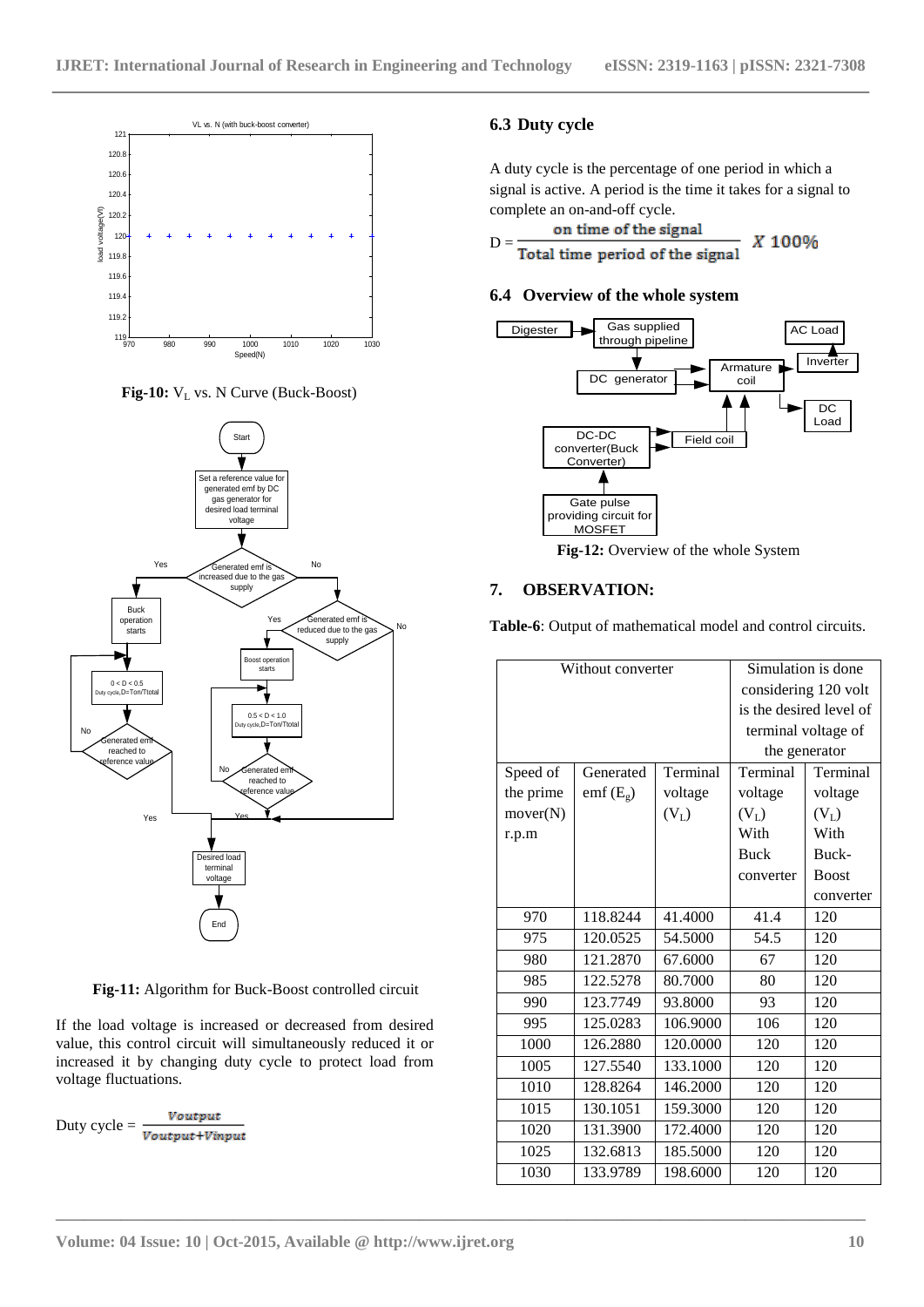**Fig-10:** $V_L$ vs. N Curve (Buck-Boost)

**Fig-11:** Algorithm for Buck-Boost controlled circuit

If the load voltage is increased or decreased from desired value, this control circuit will simultaneously reduced it or increased it by changing duty cycle to protect load from voltage fluctuations.

$$\text{Duty cycle} = \frac{Voutput}{Voutput+Vinput}$$

### 6.3 Duty cycle

A duty cycle is the percentage of one period in which a signal is active. A period is the time it takes for a signal to complete an on-and-off cycle.

$$D = \frac{\text{on time of the signal}}{\text{Total time period of the signal}} \times 100\%$$

### 6.4 Overview of the whole system

**Fig-12:** Overview of the whole System

## 7. OBSERVATION:

**Table-6**: Output of mathematical model and control circuits.

| Without converter | | | Simulation is done considering 120 volt is the desired level of terminal voltage of the generator | |
|---|---|---|---|---|
| Speed of the prime mover(N) r.p.m | Generated emf ($E_g$) | Terminal voltage ($V_L$) | Terminal voltage ($V_L$) With Buck converter | Terminal voltage ($V_L$) With Buck-Boost converter |
| 970 | 118.8244 | 41.4000 | 41.4 | 120 |
| 975 | 120.0525 | 54.5000 | 54.5 | 120 |
| 980 | 121.2870 | 67.6000 | 67 | 120 |
| 985 | 122.5278 | 80.7000 | 80 | 120 |
| 990 | 123.7749 | 93.8000 | 93 | 120 |
| 995 | 125.0283 | 106.9000 | 106 | 120 |
| 1000 | 126.2880 | 120.0000 | 120 | 120 |
| 1005 | 127.5540 | 133.1000 | 120 | 120 |
| 1010 | 128.8264 | 146.2000 | 120 | 120 |
| 1015 | 130.1051 | 159.3000 | 120 | 120 |
| 1020 | 131.3900 | 172.4000 | 120 | 120 |
| 1025 | 132.6813 | 185.5000 | 120 | 120 |
| 1030 | 133.9789 | 198.6000 | 120 | 120 |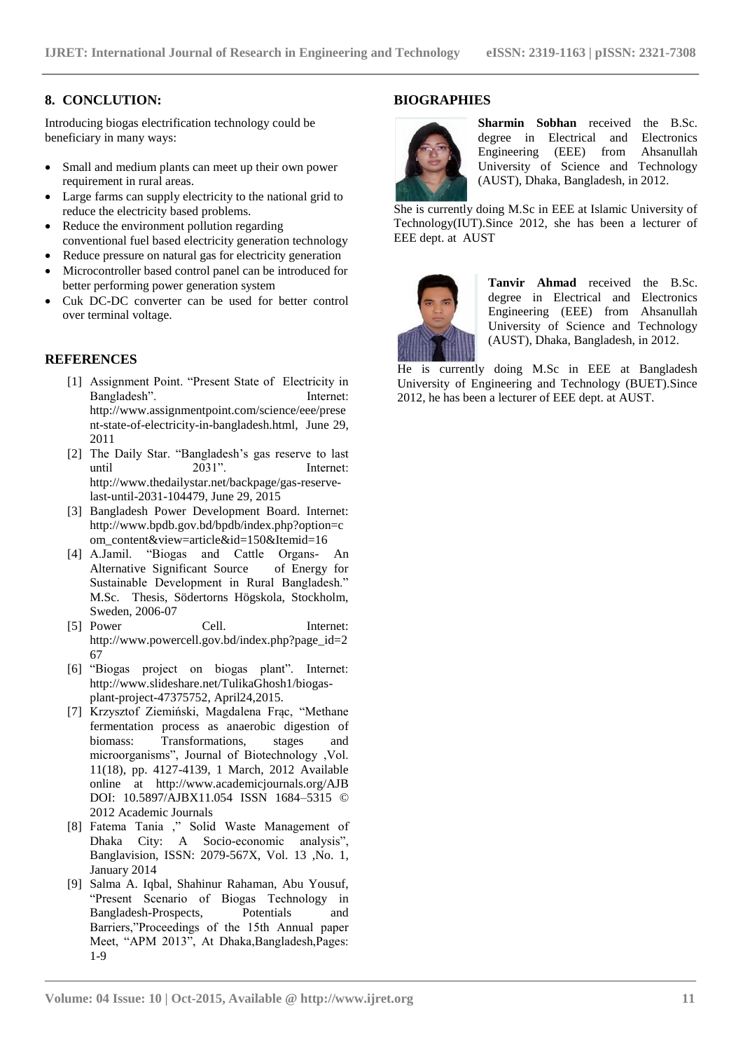## 8. CONCLUTION:

Introducing biogas electrification technology could be beneficiary in many ways:

- Small and medium plants can meet up their own power requirement in rural areas.
- Large farms can supply electricity to the national grid to reduce the electricity based problems.
- Reduce the environment pollution regarding conventional fuel based electricity generation technology
- Reduce pressure on natural gas for electricity generation
- Microcontroller based control panel can be introduced for better performing power generation system
- Cuk DC-DC converter can be used for better control over terminal voltage.

## REFERENCES

[1] Assignment Point. "Present State of Electricity in Bangladesh". Internet: http://www.assignmentpoint.com/science/eee/present-state-of-electricity-in-bangladesh.html, June 29, 2011

[2] The Daily Star. "Bangladesh's gas reserve to last until 2031". Internet: http://www.thedailystar.net/backpage/gas-reserve-last-until-2031-104479, June 29, 2015

[3] Bangladesh Power Development Board. Internet: http://www.bpdb.gov.bd/bpdb/index.php?option=com_content&view=article&id=150&Itemid=16

[4] A.Jamil. "Biogas and Cattle Organs- An Alternative Significant Source of Energy for Sustainable Development in Rural Bangladesh." M.Sc. Thesis, Södertorns Högskola, Stockholm, Sweden, 2006-07

[5] Power Cell. Internet: http://www.powercell.gov.bd/index.php?page_id=267

[6] "Biogas project on biogas plant". Internet: http://www.slideshare.net/TulikaGhosh1/biogas-plant-project-47375752, April24,2015.

[7] Krzysztof Ziemiński, Magdalena Frąc, "Methane fermentation process as anaerobic digestion of biomass: Transformations, stages and microorganisms", Journal of Biotechnology ,Vol. 11(18), pp. 4127-4139, 1 March, 2012 Available online at http://www.academicjournals.org/AJB DOI: 10.5897/AJBX11.054 ISSN 1684–5315 © 2012 Academic Journals

[8] Fatema Tania ," Solid Waste Management of Dhaka City: A Socio-economic analysis", Banglavision, ISSN: 2079-567X, Vol. 13 ,No. 1, January 2014

[9] Salma A. Iqbal, Shahinur Rahaman, Abu Yousuf, "Present Scenario of Biogas Technology in Bangladesh-Prospects, Potentials and Barriers,"Proceedings of the 15th Annual paper Meet, "APM 2013", At Dhaka,Bangladesh,Pages: 1-9

## BIOGRAPHIES

**Sharmin Sobhan** received the B.Sc. degree in Electrical and Electronics Engineering (EEE) from Ahsanullah University of Science and Technology (AUST), Dhaka, Bangladesh, in 2012.

She is currently doing M.Sc in EEE at Islamic University of Technology(IUT).Since 2012, she has been a lecturer of EEE dept. at AUST

**Tanvir Ahmad** received the B.Sc. degree in Electrical and Electronics Engineering (EEE) from Ahsanullah University of Science and Technology (AUST), Dhaka, Bangladesh, in 2012.

He is currently doing M.Sc in EEE at Bangladesh University of Engineering and Technology (BUET).Since 2012, he has been a lecturer of EEE dept. at AUST.